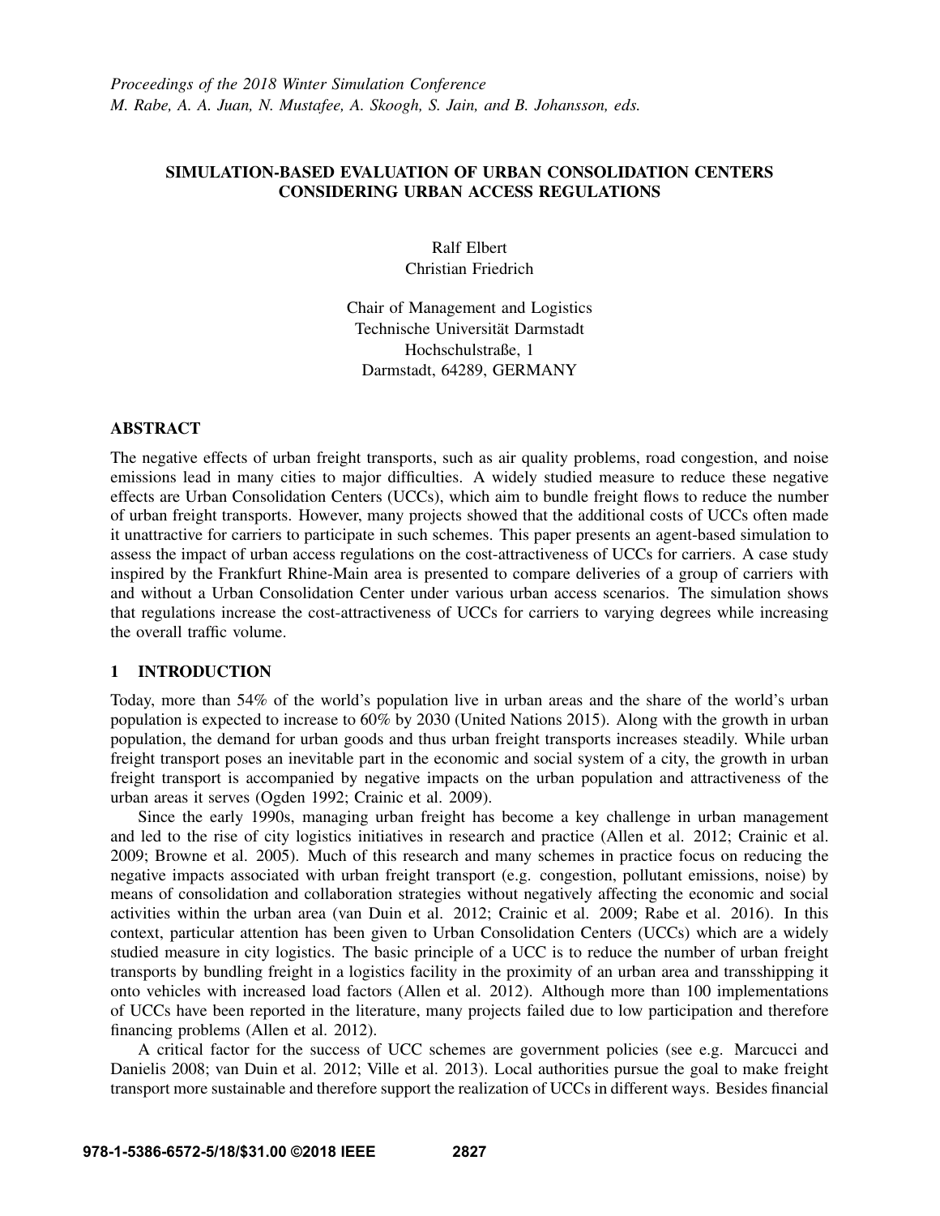*Proceedings of the 2018 Winter Simulation Conference*
*M. Rabe, A. A. Juan, N. Mustafee, A. Skoogh, S. Jain, and B. Johansson, eds.*

# SIMULATION-BASED EVALUATION OF URBAN CONSOLIDATION CENTERS CONSIDERING URBAN ACCESS REGULATIONS

Ralf Elbert
Christian Friedrich

Chair of Management and Logistics
Technische Universität Darmstadt
Hochschulstraße, 1
Darmstadt, 64289, GERMANY

## ABSTRACT

The negative effects of urban freight transports, such as air quality problems, road congestion, and noise emissions lead in many cities to major difficulties. A widely studied measure to reduce these negative effects are Urban Consolidation Centers (UCCs), which aim to bundle freight flows to reduce the number of urban freight transports. However, many projects showed that the additional costs of UCCs often made it unattractive for carriers to participate in such schemes. This paper presents an agent-based simulation to assess the impact of urban access regulations on the cost-attractiveness of UCCs for carriers. A case study inspired by the Frankfurt Rhine-Main area is presented to compare deliveries of a group of carriers with and without a Urban Consolidation Center under various urban access scenarios. The simulation shows that regulations increase the cost-attractiveness of UCCs for carriers to varying degrees while increasing the overall traffic volume.

## 1 INTRODUCTION

Today, more than 54% of the world's population live in urban areas and the share of the world's urban population is expected to increase to 60% by 2030 (United Nations 2015). Along with the growth in urban population, the demand for urban goods and thus urban freight transports increases steadily. While urban freight transport poses an inevitable part in the economic and social system of a city, the growth in urban freight transport is accompanied by negative impacts on the urban population and attractiveness of the urban areas it serves (Ogden 1992; Crainic et al. 2009).

Since the early 1990s, managing urban freight has become a key challenge in urban management and led to the rise of city logistics initiatives in research and practice (Allen et al. 2012; Crainic et al. 2009; Browne et al. 2005). Much of this research and many schemes in practice focus on reducing the negative impacts associated with urban freight transport (e.g. congestion, pollutant emissions, noise) by means of consolidation and collaboration strategies without negatively affecting the economic and social activities within the urban area (van Duin et al. 2012; Crainic et al. 2009; Rabe et al. 2016). In this context, particular attention has been given to Urban Consolidation Centers (UCCs) which are a widely studied measure in city logistics. The basic principle of a UCC is to reduce the number of urban freight transports by bundling freight in a logistics facility in the proximity of an urban area and transshipping it onto vehicles with increased load factors (Allen et al. 2012). Although more than 100 implementations of UCCs have been reported in the literature, many projects failed due to low participation and therefore financing problems (Allen et al. 2012).

A critical factor for the success of UCC schemes are government policies (see e.g. Marcucci and Danielis 2008; van Duin et al. 2012; Ville et al. 2013). Local authorities pursue the goal to make freight transport more sustainable and therefore support the realization of UCCs in different ways. Besides financial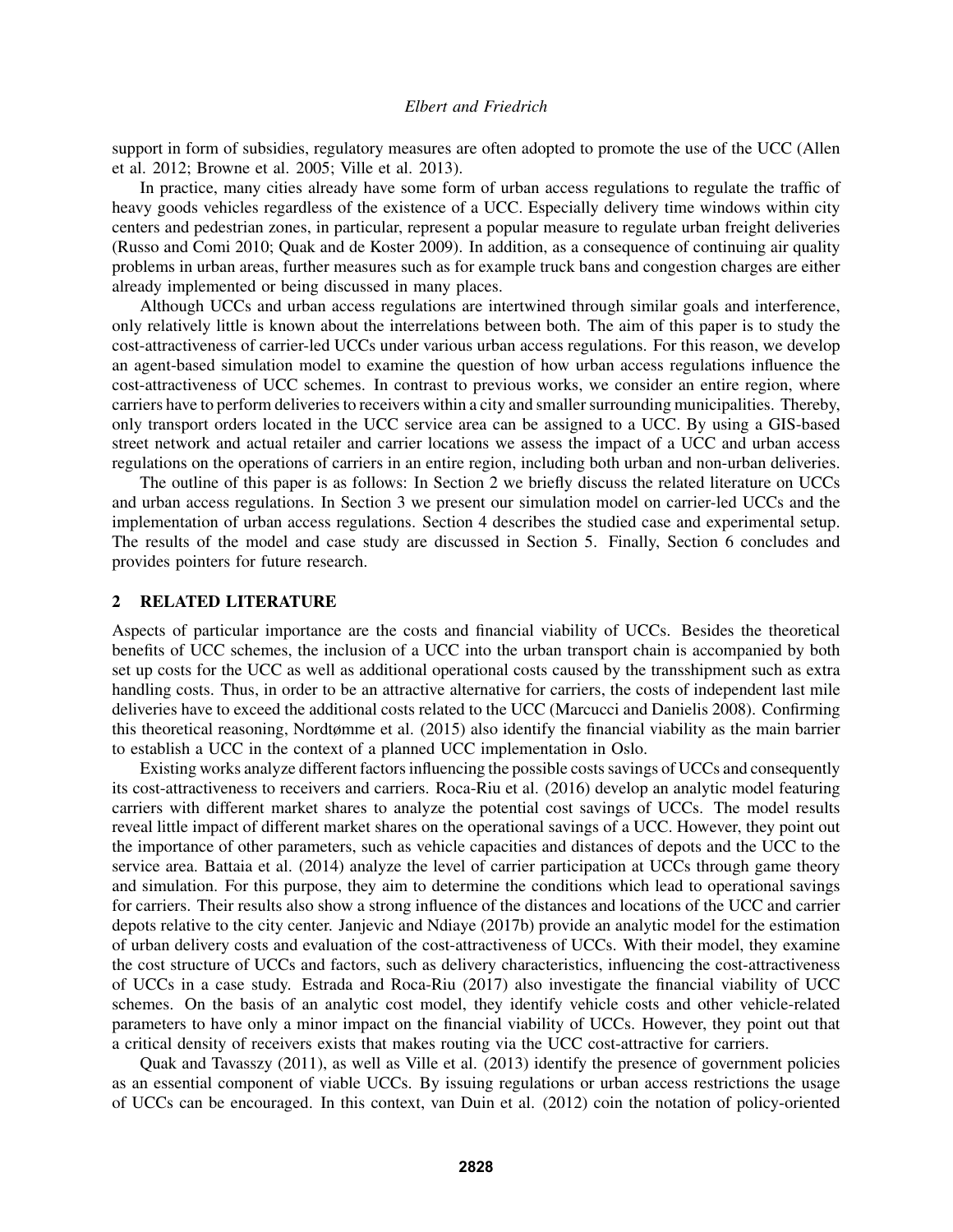support in form of subsidies, regulatory measures are often adopted to promote the use of the UCC (Allen et al. 2012; Browne et al. 2005; Ville et al. 2013).

In practice, many cities already have some form of urban access regulations to regulate the traffic of heavy goods vehicles regardless of the existence of a UCC. Especially delivery time windows within city centers and pedestrian zones, in particular, represent a popular measure to regulate urban freight deliveries (Russo and Comi 2010; Quak and de Koster 2009). In addition, as a consequence of continuing air quality problems in urban areas, further measures such as for example truck bans and congestion charges are either already implemented or being discussed in many places.

Although UCCs and urban access regulations are intertwined through similar goals and interference, only relatively little is known about the interrelations between both. The aim of this paper is to study the cost-attractiveness of carrier-led UCCs under various urban access regulations. For this reason, we develop an agent-based simulation model to examine the question of how urban access regulations influence the cost-attractiveness of UCC schemes. In contrast to previous works, we consider an entire region, where carriers have to perform deliveries to receivers within a city and smaller surrounding municipalities. Thereby, only transport orders located in the UCC service area can be assigned to a UCC. By using a GIS-based street network and actual retailer and carrier locations we assess the impact of a UCC and urban access regulations on the operations of carriers in an entire region, including both urban and non-urban deliveries.

The outline of this paper is as follows: In Section 2 we briefly discuss the related literature on UCCs and urban access regulations. In Section 3 we present our simulation model on carrier-led UCCs and the implementation of urban access regulations. Section 4 describes the studied case and experimental setup. The results of the model and case study are discussed in Section 5. Finally, Section 6 concludes and provides pointers for future research.

## 2 RELATED LITERATURE

Aspects of particular importance are the costs and financial viability of UCCs. Besides the theoretical benefits of UCC schemes, the inclusion of a UCC into the urban transport chain is accompanied by both set up costs for the UCC as well as additional operational costs caused by the transshipment such as extra handling costs. Thus, in order to be an attractive alternative for carriers, the costs of independent last mile deliveries have to exceed the additional costs related to the UCC (Marcucci and Danielis 2008). Confirming this theoretical reasoning, Nordtømme et al. (2015) also identify the financial viability as the main barrier to establish a UCC in the context of a planned UCC implementation in Oslo.

Existing works analyze different factors influencing the possible costs savings of UCCs and consequently its cost-attractiveness to receivers and carriers. Roca-Riu et al. (2016) develop an analytic model featuring carriers with different market shares to analyze the potential cost savings of UCCs. The model results reveal little impact of different market shares on the operational savings of a UCC. However, they point out the importance of other parameters, such as vehicle capacities and distances of depots and the UCC to the service area. Battaia et al. (2014) analyze the level of carrier participation at UCCs through game theory and simulation. For this purpose, they aim to determine the conditions which lead to operational savings for carriers. Their results also show a strong influence of the distances and locations of the UCC and carrier depots relative to the city center. Janjevic and Ndiaye (2017b) provide an analytic model for the estimation of urban delivery costs and evaluation of the cost-attractiveness of UCCs. With their model, they examine the cost structure of UCCs and factors, such as delivery characteristics, influencing the cost-attractiveness of UCCs in a case study. Estrada and Roca-Riu (2017) also investigate the financial viability of UCC schemes. On the basis of an analytic cost model, they identify vehicle costs and other vehicle-related parameters to have only a minor impact on the financial viability of UCCs. However, they point out that a critical density of receivers exists that makes routing via the UCC cost-attractive for carriers.

Quak and Tavasszy (2011), as well as Ville et al. (2013) identify the presence of government policies as an essential component of viable UCCs. By issuing regulations or urban access restrictions the usage of UCCs can be encouraged. In this context, van Duin et al. (2012) coin the notation of policy-oriented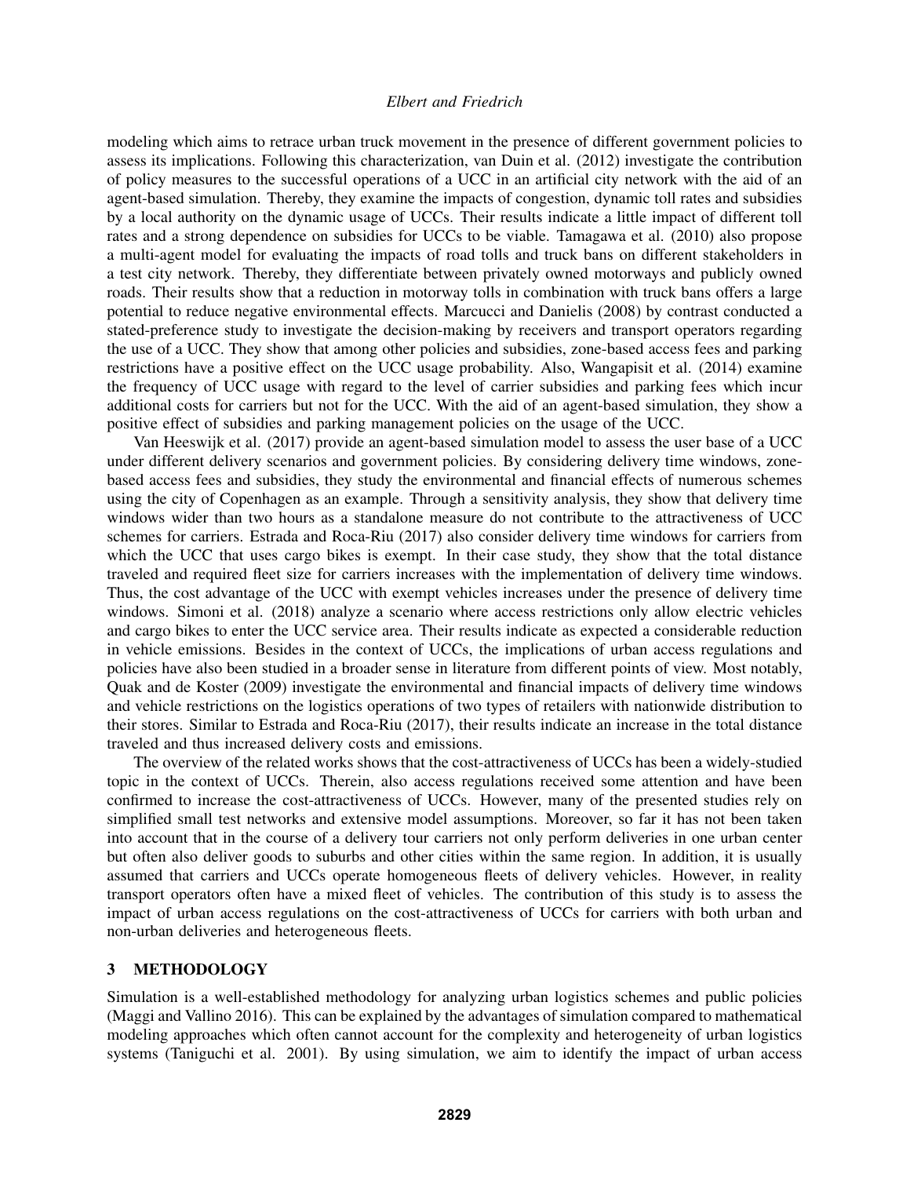modeling which aims to retrace urban truck movement in the presence of different government policies to assess its implications. Following this characterization, van Duin et al. (2012) investigate the contribution of policy measures to the successful operations of a UCC in an artificial city network with the aid of an agent-based simulation. Thereby, they examine the impacts of congestion, dynamic toll rates and subsidies by a local authority on the dynamic usage of UCCs. Their results indicate a little impact of different toll rates and a strong dependence on subsidies for UCCs to be viable. Tamagawa et al. (2010) also propose a multi-agent model for evaluating the impacts of road tolls and truck bans on different stakeholders in a test city network. Thereby, they differentiate between privately owned motorways and publicly owned roads. Their results show that a reduction in motorway tolls in combination with truck bans offers a large potential to reduce negative environmental effects. Marcucci and Danielis (2008) by contrast conducted a stated-preference study to investigate the decision-making by receivers and transport operators regarding the use of a UCC. They show that among other policies and subsidies, zone-based access fees and parking restrictions have a positive effect on the UCC usage probability. Also, Wangapisit et al. (2014) examine the frequency of UCC usage with regard to the level of carrier subsidies and parking fees which incur additional costs for carriers but not for the UCC. With the aid of an agent-based simulation, they show a positive effect of subsidies and parking management policies on the usage of the UCC.

Van Heeswijk et al. (2017) provide an agent-based simulation model to assess the user base of a UCC under different delivery scenarios and government policies. By considering delivery time windows, zone-based access fees and subsidies, they study the environmental and financial effects of numerous schemes using the city of Copenhagen as an example. Through a sensitivity analysis, they show that delivery time windows wider than two hours as a standalone measure do not contribute to the attractiveness of UCC schemes for carriers. Estrada and Roca-Riu (2017) also consider delivery time windows for carriers from which the UCC that uses cargo bikes is exempt. In their case study, they show that the total distance traveled and required fleet size for carriers increases with the implementation of delivery time windows. Thus, the cost advantage of the UCC with exempt vehicles increases under the presence of delivery time windows. Simoni et al. (2018) analyze a scenario where access restrictions only allow electric vehicles and cargo bikes to enter the UCC service area. Their results indicate as expected a considerable reduction in vehicle emissions. Besides in the context of UCCs, the implications of urban access regulations and policies have also been studied in a broader sense in literature from different points of view. Most notably, Quak and de Koster (2009) investigate the environmental and financial impacts of delivery time windows and vehicle restrictions on the logistics operations of two types of retailers with nationwide distribution to their stores. Similar to Estrada and Roca-Riu (2017), their results indicate an increase in the total distance traveled and thus increased delivery costs and emissions.

The overview of the related works shows that the cost-attractiveness of UCCs has been a widely-studied topic in the context of UCCs. Therein, also access regulations received some attention and have been confirmed to increase the cost-attractiveness of UCCs. However, many of the presented studies rely on simplified small test networks and extensive model assumptions. Moreover, so far it has not been taken into account that in the course of a delivery tour carriers not only perform deliveries in one urban center but often also deliver goods to suburbs and other cities within the same region. In addition, it is usually assumed that carriers and UCCs operate homogeneous fleets of delivery vehicles. However, in reality transport operators often have a mixed fleet of vehicles. The contribution of this study is to assess the impact of urban access regulations on the cost-attractiveness of UCCs for carriers with both urban and non-urban deliveries and heterogeneous fleets.

## 3 METHODOLOGY

Simulation is a well-established methodology for analyzing urban logistics schemes and public policies (Maggi and Vallino 2016). This can be explained by the advantages of simulation compared to mathematical modeling approaches which often cannot account for the complexity and heterogeneity of urban logistics systems (Taniguchi et al. 2001). By using simulation, we aim to identify the impact of urban access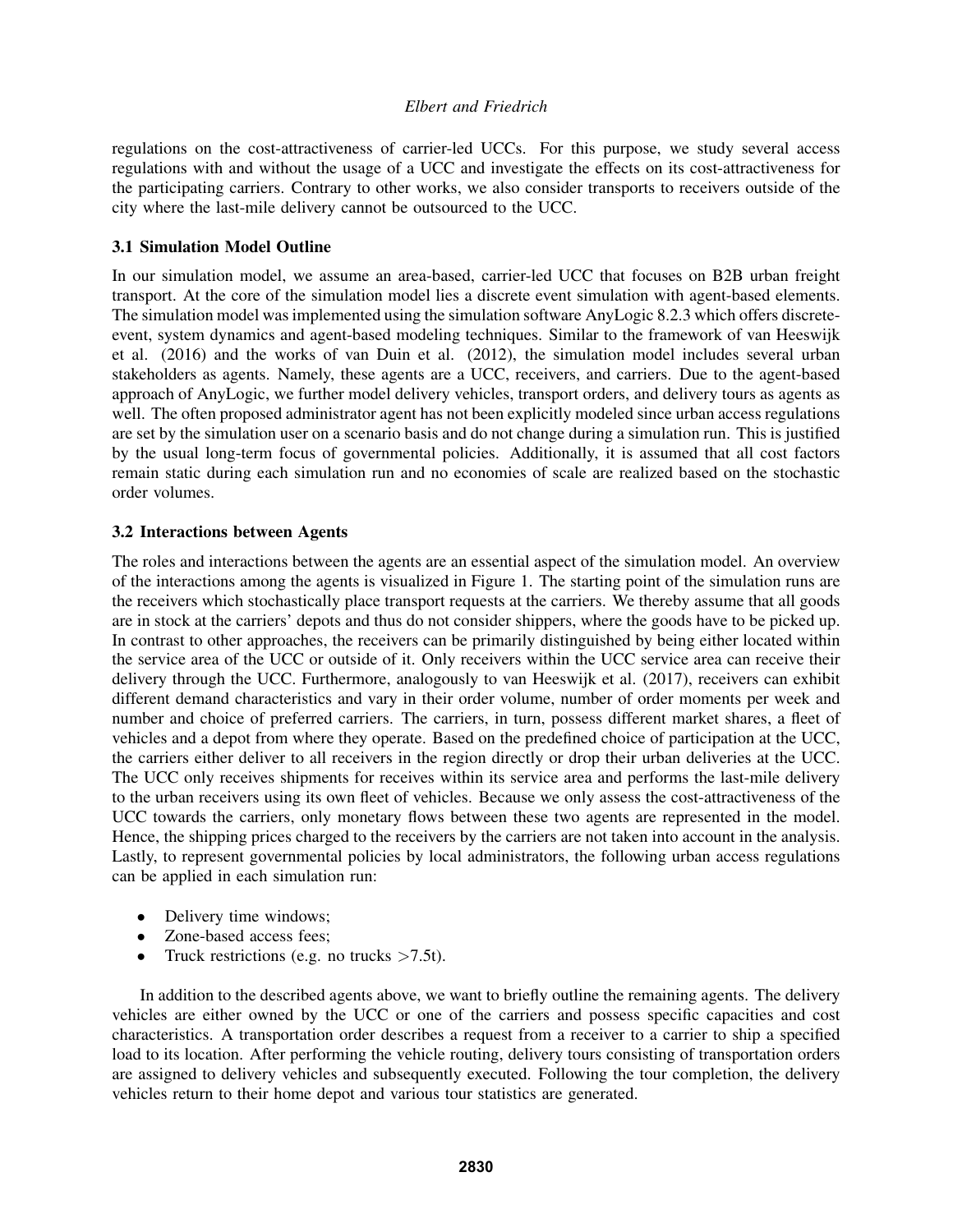regulations on the cost-attractiveness of carrier-led UCCs. For this purpose, we study several access regulations with and without the usage of a UCC and investigate the effects on its cost-attractiveness for the participating carriers. Contrary to other works, we also consider transports to receivers outside of the city where the last-mile delivery cannot be outsourced to the UCC.

### 3.1 Simulation Model Outline

In our simulation model, we assume an area-based, carrier-led UCC that focuses on B2B urban freight transport. At the core of the simulation model lies a discrete event simulation with agent-based elements. The simulation model was implemented using the simulation software AnyLogic 8.2.3 which offers discrete-event, system dynamics and agent-based modeling techniques. Similar to the framework of van Heeswijk et al. (2016) and the works of van Duin et al. (2012), the simulation model includes several urban stakeholders as agents. Namely, these agents are a UCC, receivers, and carriers. Due to the agent-based approach of AnyLogic, we further model delivery vehicles, transport orders, and delivery tours as agents as well. The often proposed administrator agent has not been explicitly modeled since urban access regulations are set by the simulation user on a scenario basis and do not change during a simulation run. This is justified by the usual long-term focus of governmental policies. Additionally, it is assumed that all cost factors remain static during each simulation run and no economies of scale are realized based on the stochastic order volumes.

### 3.2 Interactions between Agents

The roles and interactions between the agents are an essential aspect of the simulation model. An overview of the interactions among the agents is visualized in Figure 1. The starting point of the simulation runs are the receivers which stochastically place transport requests at the carriers. We thereby assume that all goods are in stock at the carriers' depots and thus do not consider shippers, where the goods have to be picked up. In contrast to other approaches, the receivers can be primarily distinguished by being either located within the service area of the UCC or outside of it. Only receivers within the UCC service area can receive their delivery through the UCC. Furthermore, analogously to van Heeswijk et al. (2017), receivers can exhibit different demand characteristics and vary in their order volume, number of order moments per week and number and choice of preferred carriers. The carriers, in turn, possess different market shares, a fleet of vehicles and a depot from where they operate. Based on the predefined choice of participation at the UCC, the carriers either deliver to all receivers in the region directly or drop their urban deliveries at the UCC. The UCC only receives shipments for receives within its service area and performs the last-mile delivery to the urban receivers using its own fleet of vehicles. Because we only assess the cost-attractiveness of the UCC towards the carriers, only monetary flows between these two agents are represented in the model. Hence, the shipping prices charged to the receivers by the carriers are not taken into account in the analysis. Lastly, to represent governmental policies by local administrators, the following urban access regulations can be applied in each simulation run:

- Delivery time windows;
- Zone-based access fees;
- Truck restrictions (e.g. no trucks >7.5t).

In addition to the described agents above, we want to briefly outline the remaining agents. The delivery vehicles are either owned by the UCC or one of the carriers and possess specific capacities and cost characteristics. A transportation order describes a request from a receiver to a carrier to ship a specified load to its location. After performing the vehicle routing, delivery tours consisting of transportation orders are assigned to delivery vehicles and subsequently executed. Following the tour completion, the delivery vehicles return to their home depot and various tour statistics are generated.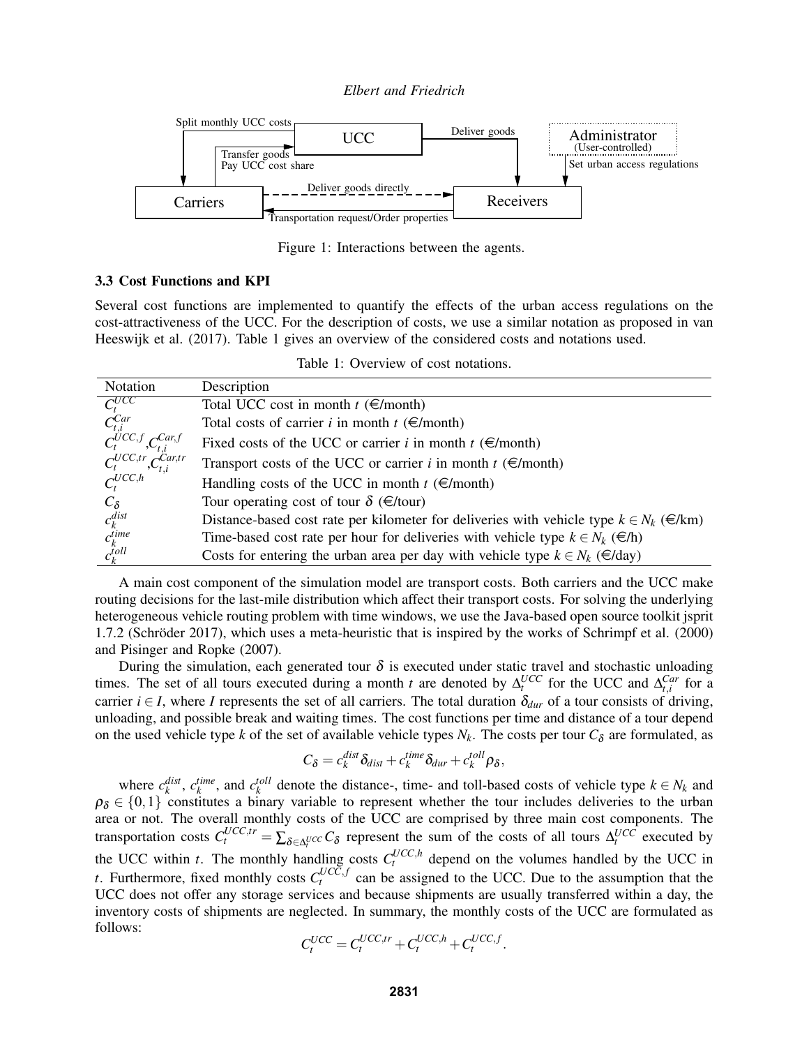Figure 1: Interactions between the agents.

### 3.3 Cost Functions and KPI

Several cost functions are implemented to quantify the effects of the urban access regulations on the cost-attractiveness of the UCC. For the description of costs, we use a similar notation as proposed in van Heeswijk et al. (2017). Table 1 gives an overview of the considered costs and notations used.

Table 1: Overview of cost notations.

| Notation | Description |
|---|---|
| $C_t^{UCC}$ | Total UCC cost in month $t$ (€/month) |
| $C_{t,i}^{Car}$ | Total costs of carrier $i$ in month $t$ (€/month) |
| $C_t^{UCC,f}$,$C_{t,i}^{Car,f}$ | Fixed costs of the UCC or carrier $i$ in month $t$ (€/month) |
| $C_t^{UCC,tr}$,$C_{t,i}^{Car,tr}$ | Transport costs of the UCC or carrier $i$ in month $t$ (€/month) |
| $C_t^{UCC,h}$ | Handling costs of the UCC in month $t$ (€/month) |
| $C_\delta$ | Tour operating cost of tour $\delta$ (€/tour) |
| $c_k^{dist}$ | Distance-based cost rate per kilometer for deliveries with vehicle type $k \in N_k$ (€/km) |
| $c_k^{time}$ | Time-based cost rate per hour for deliveries with vehicle type $k \in N_k$ (€/h) |
| $c_k^{toll}$ | Costs for entering the urban area per day with vehicle type $k \in N_k$ (€/day) |

A main cost component of the simulation model are transport costs. Both carriers and the UCC make routing decisions for the last-mile distribution which affect their transport costs. For solving the underlying heterogeneous vehicle routing problem with time windows, we use the Java-based open source toolkit jsprit 1.7.2 (Schröder 2017), which uses a meta-heuristic that is inspired by the works of Schrimpf et al. (2000) and Pisinger and Ropke (2007).

During the simulation, each generated tour $\delta$ is executed under static travel and stochastic unloading times. The set of all tours executed during a month $t$ are denoted by $\Delta_t^{UCC}$ for the UCC and $\Delta_{t,i}^{Car}$ for a carrier $i \in I$, where $I$ represents the set of all carriers. The total duration $\delta_{dur}$ of a tour consists of driving, unloading, and possible break and waiting times. The cost functions per time and distance of a tour depend on the used vehicle type $k$ of the set of available vehicle types $N_k$. The costs per tour $C_\delta$ are formulated, as

$$C_\delta = c_k^{dist}\delta_{dist} + c_k^{time}\delta_{dur} + c_k^{toll}\rho_\delta,$$

where $c_k^{dist}$, $c_k^{time}$, and $c_k^{toll}$ denote the distance-, time- and toll-based costs of vehicle type $k \in N_k$ and $\rho_\delta \in \{0,1\}$ constitutes a binary variable to represent whether the tour includes deliveries to the urban area or not. The overall monthly costs of the UCC are comprised by three main cost components. The transportation costs $C_t^{UCC,tr} = \sum_{\delta \in \Delta_t^{UCC}} C_\delta$ represent the sum of the costs of all tours $\Delta_t^{UCC}$ executed by the UCC within $t$. The monthly handling costs $C_t^{UCC,h}$ depend on the volumes handled by the UCC in $t$. Furthermore, fixed monthly costs $C_t^{UCC,f}$ can be assigned to the UCC. Due to the assumption that the UCC does not offer any storage services and because shipments are usually transferred within a day, the inventory costs of shipments are neglected. In summary, the monthly costs of the UCC are formulated as follows:

$$C_t^{UCC} = C_t^{UCC,tr} + C_t^{UCC,h} + C_t^{UCC,f}.$$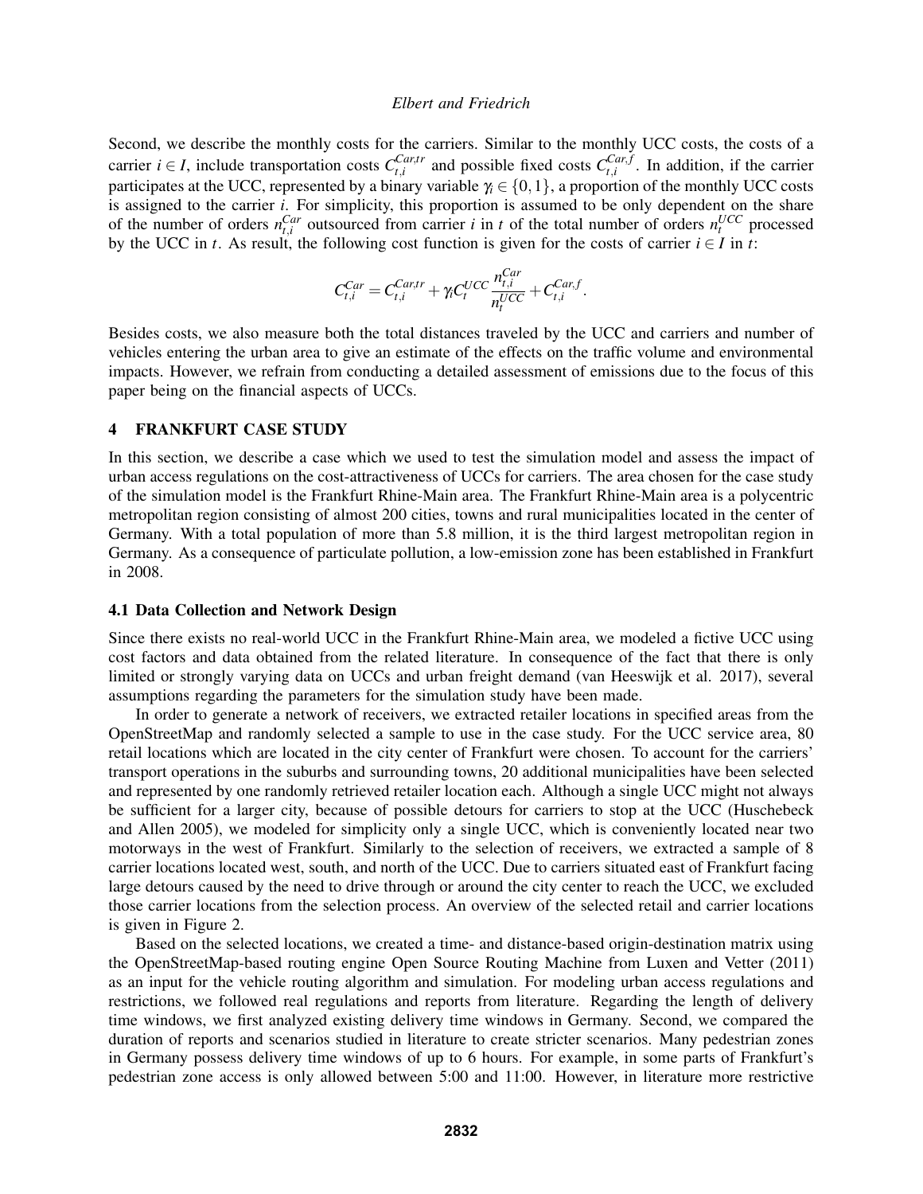Second, we describe the monthly costs for the carriers. Similar to the monthly UCC costs, the costs of a carrier $i \in I$, include transportation costs $C_{t,i}^{Car,tr}$ and possible fixed costs $C_{t,i}^{Car,f}$. In addition, if the carrier participates at the UCC, represented by a binary variable $\gamma_i \in \{0,1\}$, a proportion of the monthly UCC costs is assigned to the carrier $i$. For simplicity, this proportion is assumed to be only dependent on the share of the number of orders $n_{t,i}^{Car}$ outsourced from carrier $i$ in $t$ of the total number of orders $n_t^{UCC}$ processed by the UCC in $t$. As result, the following cost function is given for the costs of carrier $i \in I$ in $t$:

$$C_{t,i}^{Car} = C_{t,i}^{Car,tr} + \gamma_i C_t^{UCC} \frac{n_{t,i}^{Car}}{n_t^{UCC}} + C_{t,i}^{Car,f}.$$

Besides costs, we also measure both the total distances traveled by the UCC and carriers and number of vehicles entering the urban area to give an estimate of the effects on the traffic volume and environmental impacts. However, we refrain from conducting a detailed assessment of emissions due to the focus of this paper being on the financial aspects of UCCs.

## 4 FRANKFURT CASE STUDY

In this section, we describe a case which we used to test the simulation model and assess the impact of urban access regulations on the cost-attractiveness of UCCs for carriers. The area chosen for the case study of the simulation model is the Frankfurt Rhine-Main area. The Frankfurt Rhine-Main area is a polycentric metropolitan region consisting of almost 200 cities, towns and rural municipalities located in the center of Germany. With a total population of more than 5.8 million, it is the third largest metropolitan region in Germany. As a consequence of particulate pollution, a low-emission zone has been established in Frankfurt in 2008.

### 4.1 Data Collection and Network Design

Since there exists no real-world UCC in the Frankfurt Rhine-Main area, we modeled a fictive UCC using cost factors and data obtained from the related literature. In consequence of the fact that there is only limited or strongly varying data on UCCs and urban freight demand (van Heeswijk et al. 2017), several assumptions regarding the parameters for the simulation study have been made.

In order to generate a network of receivers, we extracted retailer locations in specified areas from the OpenStreetMap and randomly selected a sample to use in the case study. For the UCC service area, 80 retail locations which are located in the city center of Frankfurt were chosen. To account for the carriers' transport operations in the suburbs and surrounding towns, 20 additional municipalities have been selected and represented by one randomly retrieved retailer location each. Although a single UCC might not always be sufficient for a larger city, because of possible detours for carriers to stop at the UCC (Huschebeck and Allen 2005), we modeled for simplicity only a single UCC, which is conveniently located near two motorways in the west of Frankfurt. Similarly to the selection of receivers, we extracted a sample of 8 carrier locations located west, south, and north of the UCC. Due to carriers situated east of Frankfurt facing large detours caused by the need to drive through or around the city center to reach the UCC, we excluded those carrier locations from the selection process. An overview of the selected retail and carrier locations is given in Figure 2.

Based on the selected locations, we created a time- and distance-based origin-destination matrix using the OpenStreetMap-based routing engine Open Source Routing Machine from Luxen and Vetter (2011) as an input for the vehicle routing algorithm and simulation. For modeling urban access regulations and restrictions, we followed real regulations and reports from literature. Regarding the length of delivery time windows, we first analyzed existing delivery time windows in Germany. Second, we compared the duration of reports and scenarios studied in literature to create stricter scenarios. Many pedestrian zones in Germany possess delivery time windows of up to 6 hours. For example, in some parts of Frankfurt's pedestrian zone access is only allowed between 5:00 and 11:00. However, in literature more restrictive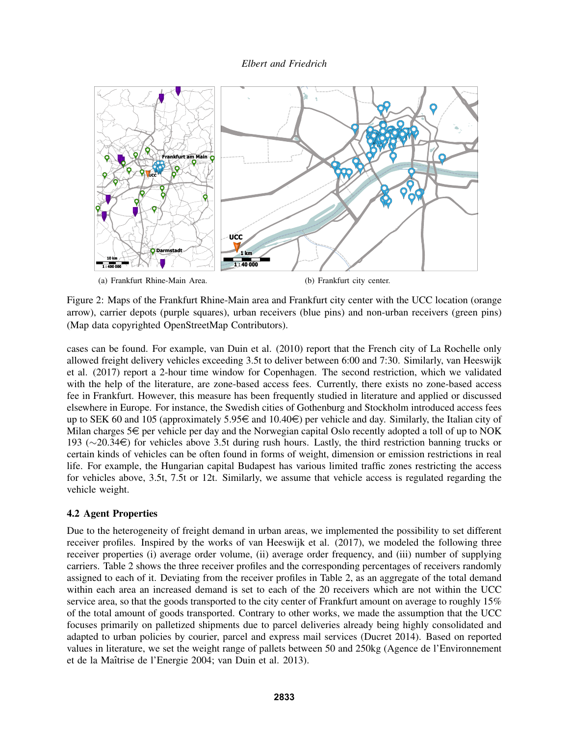(a) Frankfurt Rhine-Main Area.

(b) Frankfurt city center.

Figure 2: Maps of the Frankfurt Rhine-Main area and Frankfurt city center with the UCC location (orange arrow), carrier depots (purple squares), urban receivers (blue pins) and non-urban receivers (green pins) (Map data copyrighted OpenStreetMap Contributors).

cases can be found. For example, van Duin et al. (2010) report that the French city of La Rochelle only allowed freight delivery vehicles exceeding 3.5t to deliver between 6:00 and 7:30. Similarly, van Heeswijk et al. (2017) report a 2-hour time window for Copenhagen. The second restriction, which we validated with the help of the literature, are zone-based access fees. Currently, there exists no zone-based access fee in Frankfurt. However, this measure has been frequently studied in literature and applied or discussed elsewhere in Europe. For instance, the Swedish cities of Gothenburg and Stockholm introduced access fees up to SEK 60 and 105 (approximately 5.95€ and 10.40€) per vehicle and day. Similarly, the Italian city of Milan charges 5€ per vehicle per day and the Norwegian capital Oslo recently adopted a toll of up to NOK 193 (∼20.34€) for vehicles above 3.5t during rush hours. Lastly, the third restriction banning trucks or certain kinds of vehicles can be often found in forms of weight, dimension or emission restrictions in real life. For example, the Hungarian capital Budapest has various limited traffic zones restricting the access for vehicles above, 3.5t, 7.5t or 12t. Similarly, we assume that vehicle access is regulated regarding the vehicle weight.

### 4.2 Agent Properties

Due to the heterogeneity of freight demand in urban areas, we implemented the possibility to set different receiver profiles. Inspired by the works of van Heeswijk et al. (2017), we modeled the following three receiver properties (i) average order volume, (ii) average order frequency, and (iii) number of supplying carriers. Table 2 shows the three receiver profiles and the corresponding percentages of receivers randomly assigned to each of it. Deviating from the receiver profiles in Table 2, as an aggregate of the total demand within each area an increased demand is set to each of the 20 receivers which are not within the UCC service area, so that the goods transported to the city center of Frankfurt amount on average to roughly 15% of the total amount of goods transported. Contrary to other works, we made the assumption that the UCC focuses primarily on palletized shipments due to parcel deliveries already being highly consolidated and adapted to urban policies by courier, parcel and express mail services (Ducret 2014). Based on reported values in literature, we set the weight range of pallets between 50 and 250kg (Agence de l'Environnement et de la Maîtrise de l'Energie 2004; van Duin et al. 2013).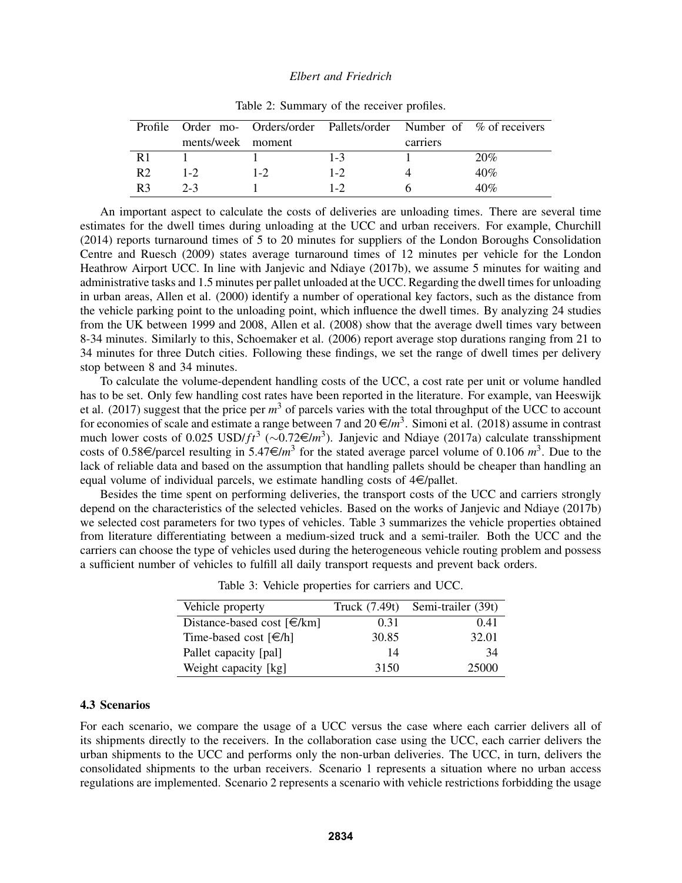Table 2: Summary of the receiver profiles.

| Profile | Order moments/week | Orders/order moment | Pallets/order | Number of carriers | % of receivers |
|---|---|---|---|---|---|
| R1 | 1 | 1 | 1-3 | 1 | 20% |
| R2 | 1-2 | 1-2 | 1-2 | 4 | 40% |
| R3 | 2-3 | 1 | 1-2 | 6 | 40% |

An important aspect to calculate the costs of deliveries are unloading times. There are several time estimates for the dwell times during unloading at the UCC and urban receivers. For example, Churchill (2014) reports turnaround times of 5 to 20 minutes for suppliers of the London Boroughs Consolidation Centre and Ruesch (2009) states average turnaround times of 12 minutes per vehicle for the London Heathrow Airport UCC. In line with Janjevic and Ndiaye (2017b), we assume 5 minutes for waiting and administrative tasks and 1.5 minutes per pallet unloaded at the UCC. Regarding the dwell times for unloading in urban areas, Allen et al. (2000) identify a number of operational key factors, such as the distance from the vehicle parking point to the unloading point, which influence the dwell times. By analyzing 24 studies from the UK between 1999 and 2008, Allen et al. (2008) show that the average dwell times vary between 8-34 minutes. Similarly to this, Schoemaker et al. (2006) report average stop durations ranging from 21 to 34 minutes for three Dutch cities. Following these findings, we set the range of dwell times per delivery stop between 8 and 34 minutes.

To calculate the volume-dependent handling costs of the UCC, a cost rate per unit or volume handled has to be set. Only few handling cost rates have been reported in the literature. For example, van Heeswijk et al. (2017) suggest that the price per $m^3$ of parcels varies with the total throughput of the UCC to account for economies of scale and estimate a range between 7 and 20 €/$m^3$. Simoni et al. (2018) assume in contrast much lower costs of 0.025 USD/$ft^3$ (∼0.72€/$m^3$). Janjevic and Ndiaye (2017a) calculate transshipment costs of 0.58€/parcel resulting in 5.47€/$m^3$ for the stated average parcel volume of 0.106 $m^3$. Due to the lack of reliable data and based on the assumption that handling pallets should be cheaper than handling an equal volume of individual parcels, we estimate handling costs of 4€/pallet.

Besides the time spent on performing deliveries, the transport costs of the UCC and carriers strongly depend on the characteristics of the selected vehicles. Based on the works of Janjevic and Ndiaye (2017b) we selected cost parameters for two types of vehicles. Table 3 summarizes the vehicle properties obtained from literature differentiating between a medium-sized truck and a semi-trailer. Both the UCC and the carriers can choose the type of vehicles used during the heterogeneous vehicle routing problem and possess a sufficient number of vehicles to fulfill all daily transport requests and prevent back orders.

Table 3: Vehicle properties for carriers and UCC.

| Vehicle property | Truck (7.49t) | Semi-trailer (39t) |
|---|---|---|
| Distance-based cost [€/km] | 0.31 | 0.41 |
| Time-based cost [€/h] | 30.85 | 32.01 |
| Pallet capacity [pal] | 14 | 34 |
| Weight capacity [kg] | 3150 | 25000 |

### 4.3 Scenarios

For each scenario, we compare the usage of a UCC versus the case where each carrier delivers all of its shipments directly to the receivers. In the collaboration case using the UCC, each carrier delivers the urban shipments to the UCC and performs only the non-urban deliveries. The UCC, in turn, delivers the consolidated shipments to the urban receivers. Scenario 1 represents a situation where no urban access regulations are implemented. Scenario 2 represents a scenario with vehicle restrictions forbidding the usage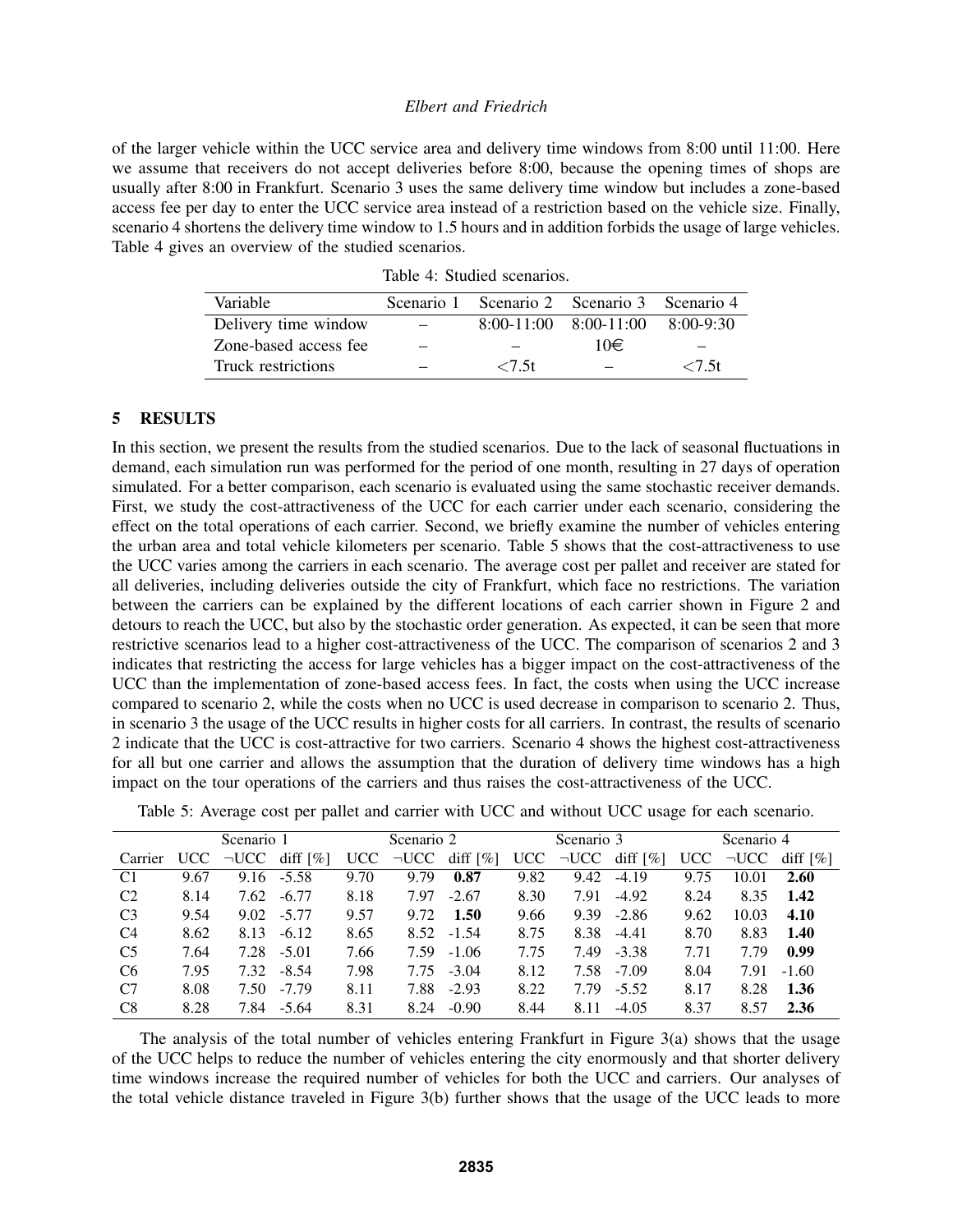of the larger vehicle within the UCC service area and delivery time windows from 8:00 until 11:00. Here we assume that receivers do not accept deliveries before 8:00, because the opening times of shops are usually after 8:00 in Frankfurt. Scenario 3 uses the same delivery time window but includes a zone-based access fee per day to enter the UCC service area instead of a restriction based on the vehicle size. Finally, scenario 4 shortens the delivery time window to 1.5 hours and in addition forbids the usage of large vehicles. Table 4 gives an overview of the studied scenarios.

Table 4: Studied scenarios.

| Variable | Scenario 1 | Scenario 2 | Scenario 3 | Scenario 4 |
|---|---|---|---|---|
| Delivery time window | – | 8:00-11:00 | 8:00-11:00 | 8:00-9:30 |
| Zone-based access fee | – | – | 10€ | – |
| Truck restrictions | – | <7.5t | – | <7.5t |

## 5 RESULTS

In this section, we present the results from the studied scenarios. Due to the lack of seasonal fluctuations in demand, each simulation run was performed for the period of one month, resulting in 27 days of operation simulated. For a better comparison, each scenario is evaluated using the same stochastic receiver demands. First, we study the cost-attractiveness of the UCC for each carrier under each scenario, considering the effect on the total operations of each carrier. Second, we briefly examine the number of vehicles entering the urban area and total vehicle kilometers per scenario. Table 5 shows that the cost-attractiveness to use the UCC varies among the carriers in each scenario. The average cost per pallet and receiver are stated for all deliveries, including deliveries outside the city of Frankfurt, which face no restrictions. The variation between the carriers can be explained by the different locations of each carrier shown in Figure 2 and detours to reach the UCC, but also by the stochastic order generation. As expected, it can be seen that more restrictive scenarios lead to a higher cost-attractiveness of the UCC. The comparison of scenarios 2 and 3 indicates that restricting the access for large vehicles has a bigger impact on the cost-attractiveness of the UCC than the implementation of zone-based access fees. In fact, the costs when using the UCC increase compared to scenario 2, while the costs when no UCC is used decrease in comparison to scenario 2. Thus, in scenario 3 the usage of the UCC results in higher costs for all carriers. In contrast, the results of scenario 2 indicate that the UCC is cost-attractive for two carriers. Scenario 4 shows the highest cost-attractiveness for all but one carrier and allows the assumption that the duration of delivery time windows has a high impact on the tour operations of the carriers and thus raises the cost-attractiveness of the UCC.

Table 5: Average cost per pallet and carrier with UCC and without UCC usage for each scenario.

| | Scenario 1 | | | Scenario 2 | | | Scenario 3 | | | Scenario 4 | | |
|---|---|---|---|---|---|---|---|---|---|---|---|---|
| Carrier | UCC | ¬UCC | diff [%] | UCC | ¬UCC | diff [%] | UCC | ¬UCC | diff [%] | UCC | ¬UCC | diff [%] |
| C1 | 9.67 | 9.16 | -5.58 | 9.70 | 9.79 | **0.87** | 9.82 | 9.42 | -4.19 | 9.75 | 10.01 | **2.60** |
| C2 | 8.14 | 7.62 | -6.77 | 8.18 | 7.97 | -2.67 | 8.30 | 7.91 | -4.92 | 8.24 | 8.35 | **1.42** |
| C3 | 9.54 | 9.02 | -5.77 | 9.57 | 9.72 | **1.50** | 9.66 | 9.39 | -2.86 | 9.62 | 10.03 | **4.10** |
| C4 | 8.62 | 8.13 | -6.12 | 8.65 | 8.52 | -1.54 | 8.75 | 8.38 | -4.41 | 8.70 | 8.83 | **1.40** |
| C5 | 7.64 | 7.28 | -5.01 | 7.66 | 7.59 | -1.06 | 7.75 | 7.49 | -3.38 | 7.71 | 7.79 | **0.99** |
| C6 | 7.95 | 7.32 | -8.54 | 7.98 | 7.75 | -3.04 | 8.12 | 7.58 | -7.09 | 8.04 | 7.91 | -1.60 |
| C7 | 8.08 | 7.50 | -7.79 | 8.11 | 7.88 | -2.93 | 8.22 | 7.79 | -5.52 | 8.17 | 8.28 | **1.36** |
| C8 | 8.28 | 7.84 | -5.64 | 8.31 | 8.24 | -0.90 | 8.44 | 8.11 | -4.05 | 8.37 | 8.57 | **2.36** |

The analysis of the total number of vehicles entering Frankfurt in Figure 3(a) shows that the usage of the UCC helps to reduce the number of vehicles entering the city enormously and that shorter delivery time windows increase the required number of vehicles for both the UCC and carriers. Our analyses of the total vehicle distance traveled in Figure 3(b) further shows that the usage of the UCC leads to more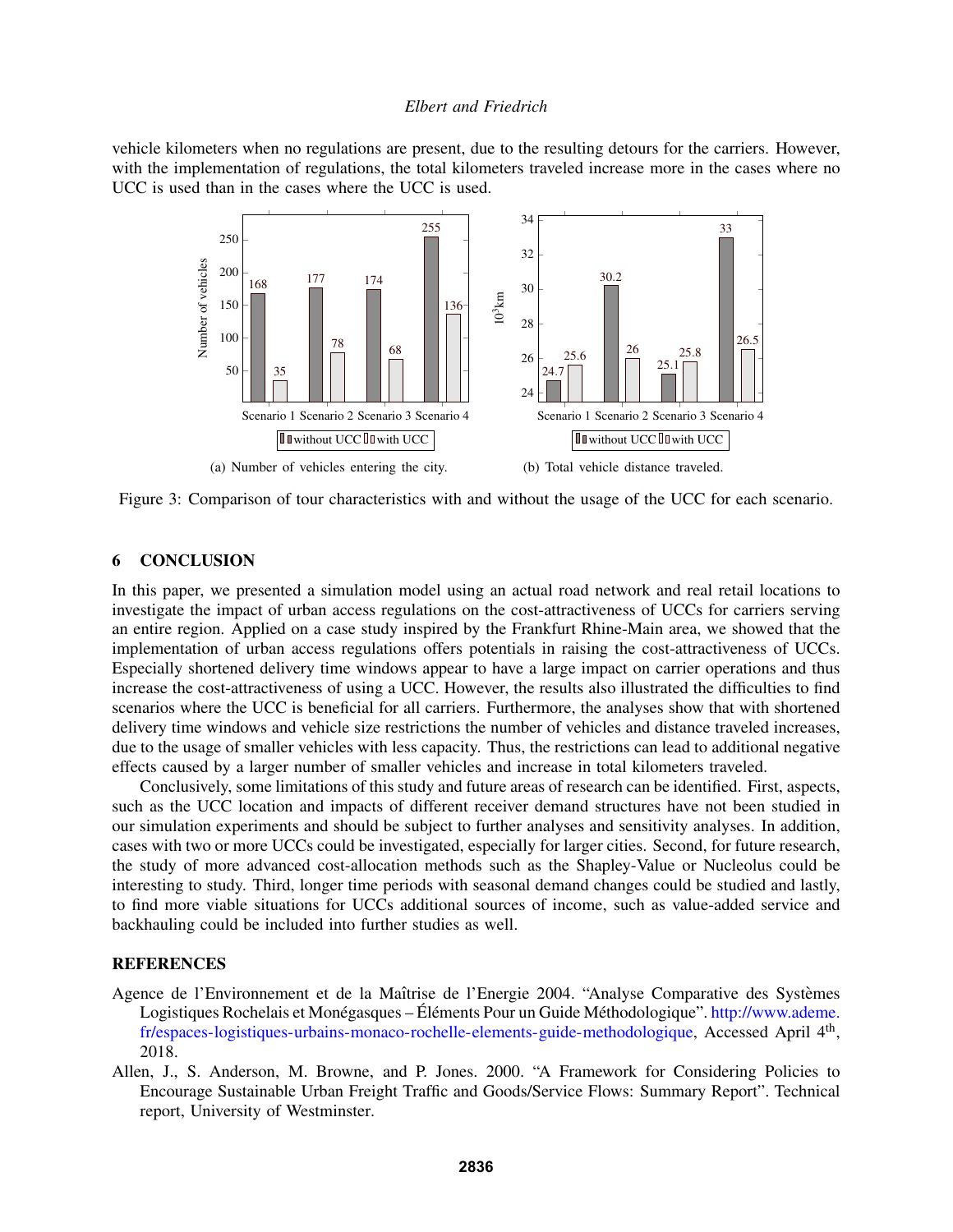vehicle kilometers when no regulations are present, due to the resulting detours for the carriers. However, with the implementation of regulations, the total kilometers traveled increase more in the cases where no UCC is used than in the cases where the UCC is used.

(a) Number of vehicles entering the city.

(b) Total vehicle distance traveled.

Figure 3: Comparison of tour characteristics with and without the usage of the UCC for each scenario.

## 6 CONCLUSION

In this paper, we presented a simulation model using an actual road network and real retail locations to investigate the impact of urban access regulations on the cost-attractiveness of UCCs for carriers serving an entire region. Applied on a case study inspired by the Frankfurt Rhine-Main area, we showed that the implementation of urban access regulations offers potentials in raising the cost-attractiveness of UCCs. Especially shortened delivery time windows appear to have a large impact on carrier operations and thus increase the cost-attractiveness of using a UCC. However, the results also illustrated the difficulties to find scenarios where the UCC is beneficial for all carriers. Furthermore, the analyses show that with shortened delivery time windows and vehicle size restrictions the number of vehicles and distance traveled increases, due to the usage of smaller vehicles with less capacity. Thus, the restrictions can lead to additional negative effects caused by a larger number of smaller vehicles and increase in total kilometers traveled.

Conclusively, some limitations of this study and future areas of research can be identified. First, aspects, such as the UCC location and impacts of different receiver demand structures have not been studied in our simulation experiments and should be subject to further analyses and sensitivity analyses. In addition, cases with two or more UCCs could be investigated, especially for larger cities. Second, for future research, the study of more advanced cost-allocation methods such as the Shapley-Value or Nucleolus could be interesting to study. Third, longer time periods with seasonal demand changes could be studied and lastly, to find more viable situations for UCCs additional sources of income, such as value-added service and backhauling could be included into further studies as well.

## REFERENCES

Agence de l'Environnement et de la Maîtrise de l'Energie 2004. "Analyse Comparative des Systèmes Logistiques Rochelais et Monégasques – Éléments Pour un Guide Méthodologique". http://www.ademe.fr/espaces-logistiques-urbains-monaco-rochelle-elements-guide-methodologique, Accessed April 4th, 2018.

Allen, J., S. Anderson, M. Browne, and P. Jones. 2000. "A Framework for Considering Policies to Encourage Sustainable Urban Freight Traffic and Goods/Service Flows: Summary Report". Technical report, University of Westminster.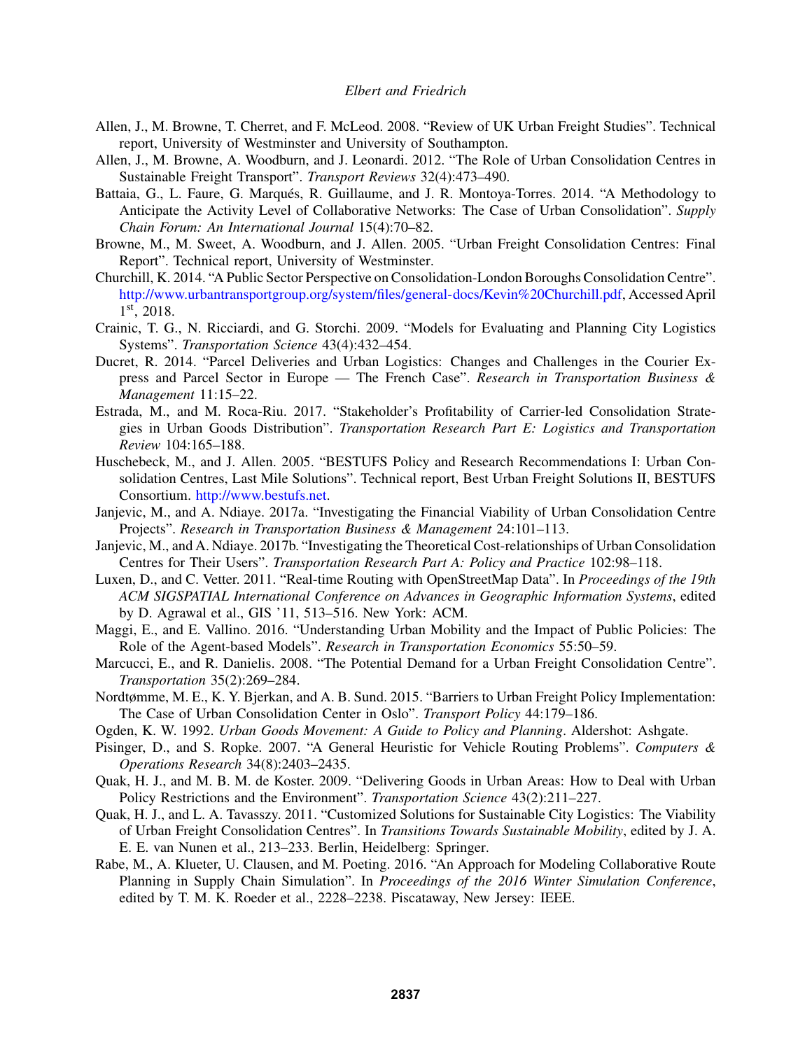Allen, J., M. Browne, T. Cherret, and F. McLeod. 2008. "Review of UK Urban Freight Studies". Technical report, University of Westminster and University of Southampton.

Allen, J., M. Browne, A. Woodburn, and J. Leonardi. 2012. "The Role of Urban Consolidation Centres in Sustainable Freight Transport". *Transport Reviews* 32(4):473–490.

Battaia, G., L. Faure, G. Marqués, R. Guillaume, and J. R. Montoya-Torres. 2014. "A Methodology to Anticipate the Activity Level of Collaborative Networks: The Case of Urban Consolidation". *Supply Chain Forum: An International Journal* 15(4):70–82.

Browne, M., M. Sweet, A. Woodburn, and J. Allen. 2005. "Urban Freight Consolidation Centres: Final Report". Technical report, University of Westminster.

Churchill, K. 2014. "A Public Sector Perspective on Consolidation-London Boroughs Consolidation Centre". http://www.urbantransportgroup.org/system/files/general-docs/Kevin%20Churchill.pdf, Accessed April 1st, 2018.

Crainic, T. G., N. Ricciardi, and G. Storchi. 2009. "Models for Evaluating and Planning City Logistics Systems". *Transportation Science* 43(4):432–454.

Ducret, R. 2014. "Parcel Deliveries and Urban Logistics: Changes and Challenges in the Courier Express and Parcel Sector in Europe — The French Case". *Research in Transportation Business & Management* 11:15–22.

Estrada, M., and M. Roca-Riu. 2017. "Stakeholder's Profitability of Carrier-led Consolidation Strategies in Urban Goods Distribution". *Transportation Research Part E: Logistics and Transportation Review* 104:165–188.

Huschebeck, M., and J. Allen. 2005. "BESTUFS Policy and Research Recommendations I: Urban Consolidation Centres, Last Mile Solutions". Technical report, Best Urban Freight Solutions II, BESTUFS Consortium. http://www.bestufs.net.

Janjevic, M., and A. Ndiaye. 2017a. "Investigating the Financial Viability of Urban Consolidation Centre Projects". *Research in Transportation Business & Management* 24:101–113.

Janjevic, M., and A. Ndiaye. 2017b. "Investigating the Theoretical Cost-relationships of Urban Consolidation Centres for Their Users". *Transportation Research Part A: Policy and Practice* 102:98–118.

Luxen, D., and C. Vetter. 2011. "Real-time Routing with OpenStreetMap Data". In *Proceedings of the 19th ACM SIGSPATIAL International Conference on Advances in Geographic Information Systems*, edited by D. Agrawal et al., GIS '11, 513–516. New York: ACM.

Maggi, E., and E. Vallino. 2016. "Understanding Urban Mobility and the Impact of Public Policies: The Role of the Agent-based Models". *Research in Transportation Economics* 55:50–59.

Marcucci, E., and R. Danielis. 2008. "The Potential Demand for a Urban Freight Consolidation Centre". *Transportation* 35(2):269–284.

Nordtømme, M. E., K. Y. Bjerkan, and A. B. Sund. 2015. "Barriers to Urban Freight Policy Implementation: The Case of Urban Consolidation Center in Oslo". *Transport Policy* 44:179–186.

Ogden, K. W. 1992. *Urban Goods Movement: A Guide to Policy and Planning*. Aldershot: Ashgate.

Pisinger, D., and S. Ropke. 2007. "A General Heuristic for Vehicle Routing Problems". *Computers & Operations Research* 34(8):2403–2435.

Quak, H. J., and M. B. M. de Koster. 2009. "Delivering Goods in Urban Areas: How to Deal with Urban Policy Restrictions and the Environment". *Transportation Science* 43(2):211–227.

Quak, H. J., and L. A. Tavasszy. 2011. "Customized Solutions for Sustainable City Logistics: The Viability of Urban Freight Consolidation Centres". In *Transitions Towards Sustainable Mobility*, edited by J. A. E. E. van Nunen et al., 213–233. Berlin, Heidelberg: Springer.

Rabe, M., A. Klueter, U. Clausen, and M. Poeting. 2016. "An Approach for Modeling Collaborative Route Planning in Supply Chain Simulation". In *Proceedings of the 2016 Winter Simulation Conference*, edited by T. M. K. Roeder et al., 2228–2238. Piscataway, New Jersey: IEEE.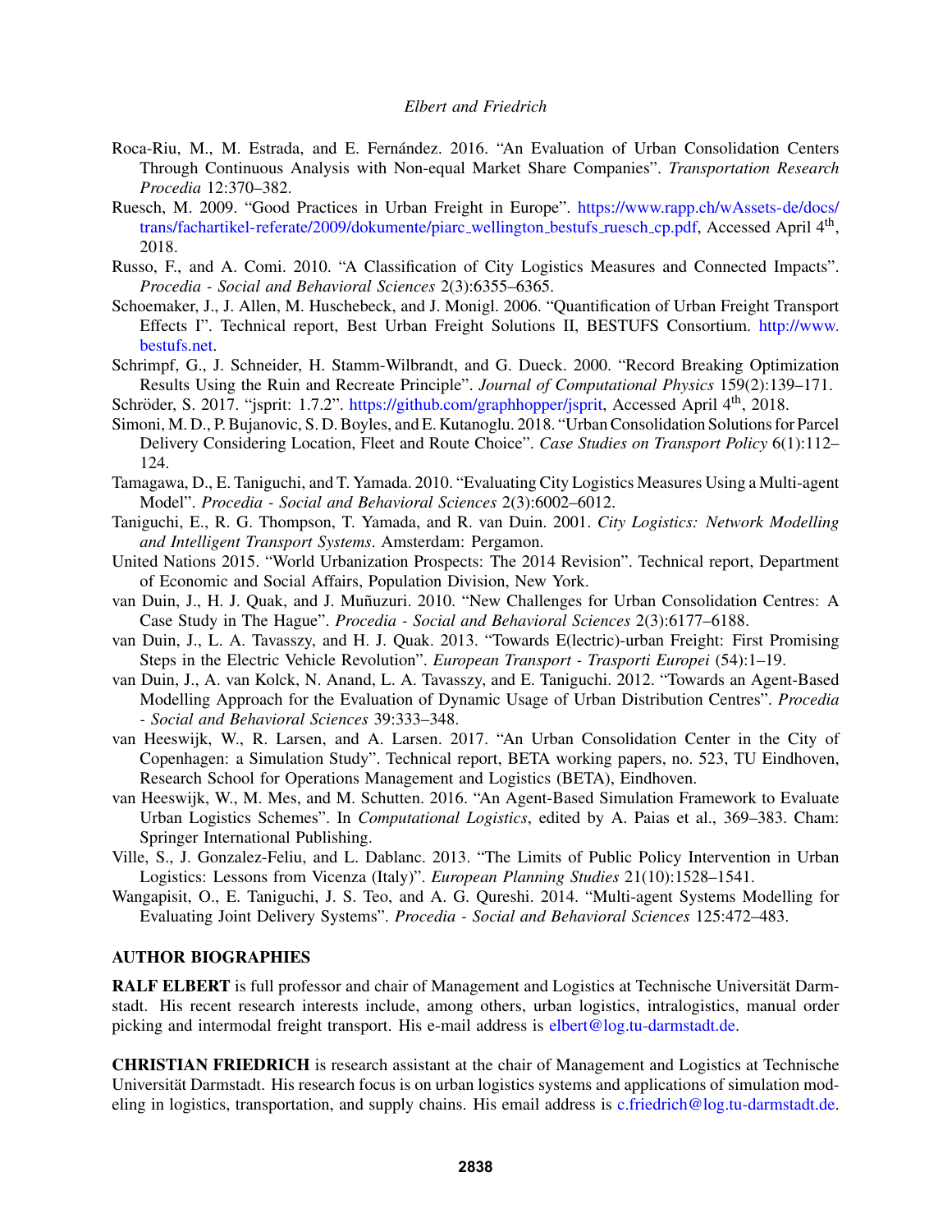Roca-Riu, M., M. Estrada, and E. Fernández. 2016. "An Evaluation of Urban Consolidation Centers Through Continuous Analysis with Non-equal Market Share Companies". *Transportation Research Procedia* 12:370–382.

Ruesch, M. 2009. "Good Practices in Urban Freight in Europe". https://www.rapp.ch/wAssets-de/docs/trans/fachartikel-referate/2009/dokumente/piarc_wellington_bestufs_ruesch_cp.pdf, Accessed April 4th, 2018.

Russo, F., and A. Comi. 2010. "A Classification of City Logistics Measures and Connected Impacts". *Procedia - Social and Behavioral Sciences* 2(3):6355–6365.

Schoemaker, J., J. Allen, M. Huschebeck, and J. Monigl. 2006. "Quantification of Urban Freight Transport Effects I". Technical report, Best Urban Freight Solutions II, BESTUFS Consortium. http://www.bestufs.net.

Schrimpf, G., J. Schneider, H. Stamm-Wilbrandt, and G. Dueck. 2000. "Record Breaking Optimization Results Using the Ruin and Recreate Principle". *Journal of Computational Physics* 159(2):139–171.

Schröder, S. 2017. "jsprit: 1.7.2". https://github.com/graphhopper/jsprit, Accessed April 4th, 2018.

Simoni, M. D., P. Bujanovic, S. D. Boyles, and E. Kutanoglu. 2018. "Urban Consolidation Solutions for Parcel Delivery Considering Location, Fleet and Route Choice". *Case Studies on Transport Policy* 6(1):112–124.

Tamagawa, D., E. Taniguchi, and T. Yamada. 2010. "Evaluating City Logistics Measures Using a Multi-agent Model". *Procedia - Social and Behavioral Sciences* 2(3):6002–6012.

Taniguchi, E., R. G. Thompson, T. Yamada, and R. van Duin. 2001. *City Logistics: Network Modelling and Intelligent Transport Systems*. Amsterdam: Pergamon.

United Nations 2015. "World Urbanization Prospects: The 2014 Revision". Technical report, Department of Economic and Social Affairs, Population Division, New York.

van Duin, J., H. J. Quak, and J. Muñuzuri. 2010. "New Challenges for Urban Consolidation Centres: A Case Study in The Hague". *Procedia - Social and Behavioral Sciences* 2(3):6177–6188.

van Duin, J., L. A. Tavasszy, and H. J. Quak. 2013. "Towards E(lectric)-urban Freight: First Promising Steps in the Electric Vehicle Revolution". *European Transport - Trasporti Europei* (54):1–19.

van Duin, J., A. van Kolck, N. Anand, L. A. Tavasszy, and E. Taniguchi. 2012. "Towards an Agent-Based Modelling Approach for the Evaluation of Dynamic Usage of Urban Distribution Centres". *Procedia - Social and Behavioral Sciences* 39:333–348.

van Heeswijk, W., R. Larsen, and A. Larsen. 2017. "An Urban Consolidation Center in the City of Copenhagen: a Simulation Study". Technical report, BETA working papers, no. 523, TU Eindhoven, Research School for Operations Management and Logistics (BETA), Eindhoven.

van Heeswijk, W., M. Mes, and M. Schutten. 2016. "An Agent-Based Simulation Framework to Evaluate Urban Logistics Schemes". In *Computational Logistics*, edited by A. Paias et al., 369–383. Cham: Springer International Publishing.

Ville, S., J. Gonzalez-Feliu, and L. Dablanc. 2013. "The Limits of Public Policy Intervention in Urban Logistics: Lessons from Vicenza (Italy)". *European Planning Studies* 21(10):1528–1541.

Wangapisit, O., E. Taniguchi, J. S. Teo, and A. G. Qureshi. 2014. "Multi-agent Systems Modelling for Evaluating Joint Delivery Systems". *Procedia - Social and Behavioral Sciences* 125:472–483.

## AUTHOR BIOGRAPHIES

**RALF ELBERT** is full professor and chair of Management and Logistics at Technische Universität Darmstadt. His recent research interests include, among others, urban logistics, intralogistics, manual order picking and intermodal freight transport. His e-mail address is elbert@log.tu-darmstadt.de.

**CHRISTIAN FRIEDRICH** is research assistant at the chair of Management and Logistics at Technische Universität Darmstadt. His research focus is on urban logistics systems and applications of simulation modeling in logistics, transportation, and supply chains. His email address is c.friedrich@log.tu-darmstadt.de.